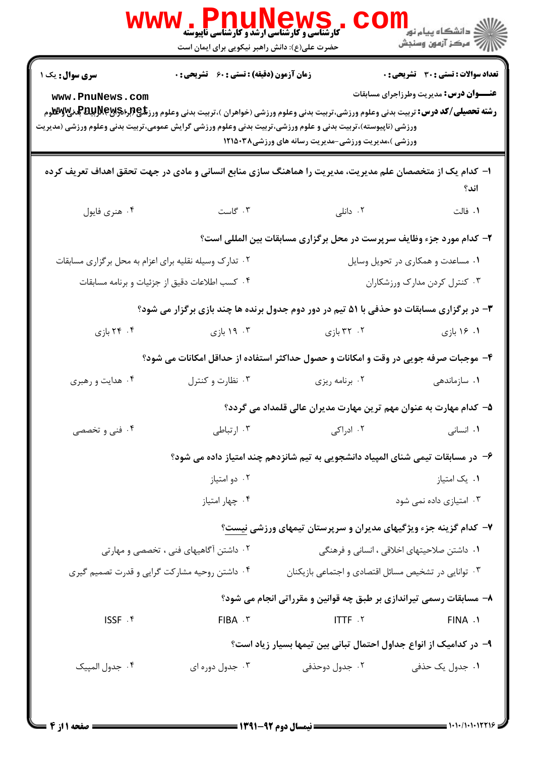**کارشناسی و کارشناسی ارشد و کارشناسی ناپیوسته**

حضرت علی(ع): دانش راهبر نیکویی برای ایمان است

دانشگاه پیام نور
مرکز آزمون وسنجش

**سری سوال:** یک ۱ | **زمان آزمون (دقیقه) : تستی : ۶۰ تشریحی : ۰** | **تعداد سوالات : تستی : ۳۰ تشریحی : ۰**

**عنـــوان درس:** مدیریت وطرزاجرای مسابقات

**رشته تحصیلی/کد درس:** تربیت بدنی وعلوم ورزشی،تربیت بدنی وعلوم ورزشی (خواهران )،تربیت بدنی وعلوم ورزشی (برادران)،تربیت بدنی وعلوم ورزشی (ناپیوسته)،تربیت بدنی و علوم ورزشی،تربیت بدنی وعلوم ورزشی گرایش عمومی،تربیت بدنی وعلوم ورزشی (مدیریت ورزشی )،مدیریت ورزشی-مدیریت رسانه های ورزشی۱۲۱۵۰۳۸

۱- کدام یک از متخصصان علم مدیریت، مدیریت را هماهنگ سازی منابع انسانی و مادی در جهت تحقق اهداف تعریف کرده اند؟

۱. فالت
۲. دانلی
۳. گاست
۴. هنری فایول

۲- کدام مورد جزء وظایف سرپرست در محل برگزاری مسابقات بین المللی است؟

۱. مساعدت و همکاری در تحویل وسایل
۲. تدارک وسیله نقلیه برای اعزام به محل برگزاری مسابقات
۳. کنترل کردن مدارک ورزشکاران
۴. کسب اطلاعات دقیق از جزئیات و برنامه مسابقات

۳- در برگزاری مسابقات دو حذفی با ۵۱ تیم در دور دوم جدول برنده ها چند بازی برگزار می شود؟

۱. ۱۶ بازی
۲. ۳۲ بازی
۳. ۱۹ بازی
۴. ۲۴ بازی

۴- موجبات صرفه جویی در وقت و امکانات و حصول حداکثر استفاده از حداقل امکانات می شود؟

۱. سازماندهی
۲. برنامه ریزی
۳. نظارت و کنترل
۴. هدایت و رهبری

۵- کدام مهارت به عنوان مهم ترین مهارت مدیران عالی قلمداد می گردد؟

۱. انسانی
۲. ادراکی
۳. ارتباطی
۴. فنی و تخصصی

۶- در مسابقات تیمی شنای المپیاد دانشجویی به تیم شانزدهم چند امتیاز داده می شود؟

۱. یک امتیاز
۲. دو امتیاز
۳. امتیازی داده نمی شود
۴. چهار امتیاز

۷- کدام گزینه جزء ویژگیهای مدیران و سرپرستان تیمهای ورزشی نیست؟

۱. داشتن صلاحیتهای اخلاقی ، انسانی و فرهنگی
۲. داشتن آگاهیهای فنی ، تخصصی و مهارتی
۳. توانایی در تشخیص مسائل اقتصادی و اجتماعی بازیکنان
۴. داشتن روحیه مشارکت گرایی و قدرت تصمیم گیری

۸- مسابقات رسمی تیراندازی بر طبق چه قوانین و مقرراتی انجام می شود؟

۱. FINA
۲. ITTF
۳. FIBA
۴. ISSF

۹- در کدامیک از انواع جداول احتمال تبانی بین تیمها بسیار زیاد است؟

۱. جدول یک حذفی
۲. جدول دوحذفی
۳. جدول دوره ای
۴. جدول المپیک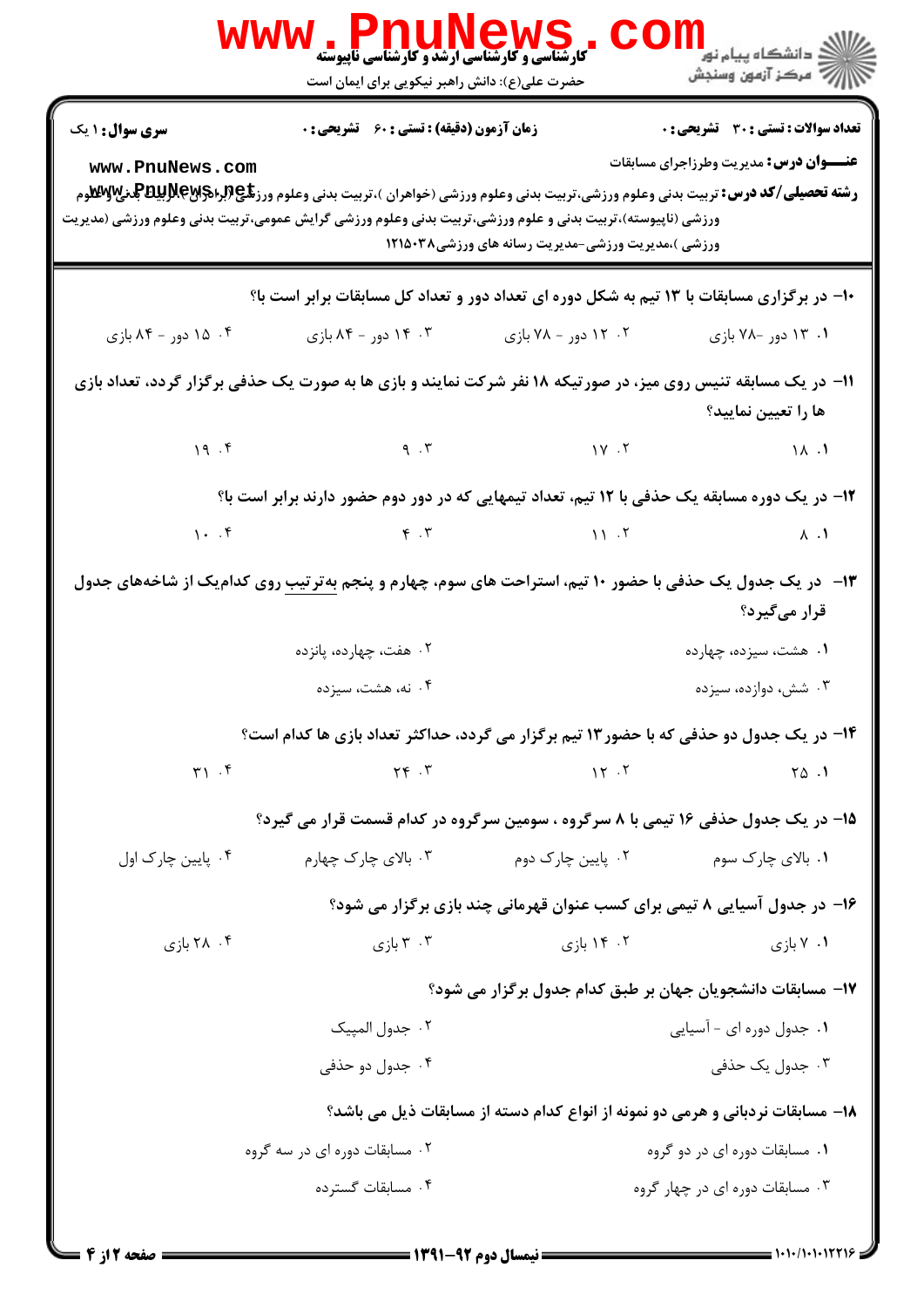**سری سوال:** ۱ یک

**زمان آزمون (دقیقه) : تستی : ۶۰ تشریحی : ۰**

**تعداد سوالات : تستی : ۳۰ تشریحی : ۰**

**عنـــوان درس:** مدیریت وطرزاجرای مسابقات

**رشته تحصیلی/کد درس:** تربیت بدنی وعلوم ورزشی،تربیت بدنی وعلوم ورزشی (خواهران )،تربیت بدنی وعلوم ورزشی (برادران)،تربیت بدنی وعلوم ورزشی (ناپیوسته)،تربیت بدنی و علوم ورزشی،تربیت بدنی وعلوم ورزشی گرایش عمومی،تربیت بدنی وعلوم ورزشی (مدیریت ورزشی )،مدیریت ورزشی-مدیریت رسانه های ورزشی۱۲۱۵۰۳۸

۱۰- در برگزاری مسابقات با ۱۳ تیم به شکل دوره ای تعداد دور و تعداد کل مسابقات برابر است با؟

۱. ۱۳ دور -۷۸ بازی
۲. ۱۲ دور - ۷۸ بازی
۳. ۱۴ دور - ۸۴ بازی
۴. ۱۵ دور - ۸۴ بازی

۱۱- در یک مسابقه تنیس روی میز، در صورتیکه ۱۸ نفر شرکت نمایند و بازی ها به صورت یک حذفی برگزار گردد، تعداد بازی ها را تعیین نمایید؟

۱. ۱۸
۲. ۱۷
۳. ۹
۴. ۱۹

۱۲- در یک دوره مسابقه یک حذفی با ۱۲ تیم، تعداد تیمهایی که در دور دوم حضور دارند برابر است با؟

۱. ۸
۲. ۱۱
۳. ۴
۴. ۱۰

۱۳- در یک جدول یک حذفی با حضور ۱۰ تیم، استراحت های سوم، چهارم و پنجم به‌ترتیب روی کدام‌یک از شاخه‌های جدول قرار می‌گیرد؟

۱. هشت، سیزده، چهارده
۲. هفت، چهارده، پانزده
۳. شش، دوازده، سیزده
۴. نه، هشت، سیزده

۱۴- در یک جدول دو حذفی که با حضور۱۳ تیم برگزار می گردد، حداکثر تعداد بازی ها کدام است؟

۱. ۲۵
۲. ۱۲
۳. ۲۴
۴. ۳۱

۱۵- در یک جدول حذفی ۱۶ تیمی با ۸ سرگروه ، سومین سرگروه در کدام قسمت قرار می گیرد؟

۱. بالای چارک سوم
۲. پایین چارک دوم
۳. بالای چارک چهارم
۴. پایین چارک اول

۱۶- در جدول آسیایی ۸ تیمی برای کسب عنوان قهرمانی چند بازی برگزار می شود؟

۱. ۷ بازی
۲. ۱۴ بازی
۳. ۳ بازی
۴. ۲۸ بازی

۱۷- مسابقات دانشجویان جهان بر طبق کدام جدول برگزار می شود؟

۱. جدول دوره ای - آسیایی
۲. جدول المپیک
۳. جدول یک حذفی
۴. جدول دو حذفی

۱۸- مسابقات نردبانی و هرمی دو نمونه از انواع کدام دسته از مسابقات ذیل می باشد؟

۱. مسابقات دوره ای در دو گروه
۲. مسابقات دوره ای در سه گروه
۳. مسابقات دوره ای در چهار گروه
۴. مسابقات گسترده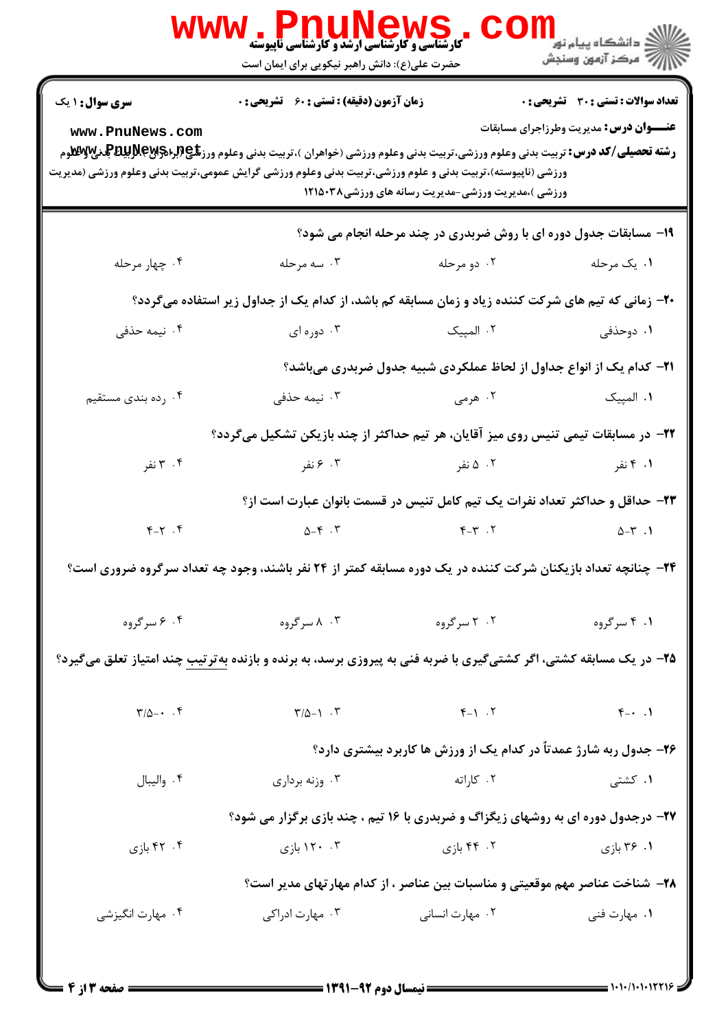**سری سوال:** ۱ یک | **زمان آزمون (دقیقه) : تستی :** ۶۰ **تشریحی :** ۰ | **تعداد سوالات : تستی :** ۳۰ **تشریحی :** ۰

**عنـــوان درس:** مدیریت وطرزاجرای مسابقات

**رشته تحصیلی/کد درس:** تربیت بدنی وعلوم ورزشی،تربیت بدنی وعلوم ورزشی (خواهران )،تربیت بدنی وعلوم ورزشی (برادران)،تربیت بدنی وعلوم ورزشی (ناپیوسته)،تربیت بدنی و علوم ورزشی،تربیت بدنی وعلوم ورزشی گرایش عمومی،تربیت بدنی وعلوم ورزشی (مدیریت ورزشی )،مدیریت ورزشی-مدیریت رسانه های ورزشی۱۲۱۵۰۳۸

۱۹- مسابقات جدول دوره ای با روش ضربدری در چند مرحله انجام می شود؟

۱. یک مرحله
۲. دو مرحله
۳. سه مرحله
۴. چهار مرحله

۲۰- زمانی که تیم های شرکت کننده زیاد و زمان مسابقه کم باشد، از کدام یک از جداول زیر استفاده میگردد؟

۱. دوحذفی
۲. المپیک
۳. دوره ای
۴. نیمه حذفی

۲۱- کدام یک از انواع جداول از لحاظ عملکردی شبیه جدول ضربدری میباشد؟

۱. المپیک
۲. هرمی
۳. نیمه حذفی
۴. رده بندی مستقیم

۲۲- در مسابقات تیمی تنیس روی میز آقایان، هر تیم حداکثر از چند بازیکن تشکیل میگردد؟

۱. ۴ نفر
۲. ۵ نفر
۳. ۶ نفر
۴. ۳ نفر

۲۳- حداقل و حداکثر تعداد نفرات یک تیم کامل تنیس در قسمت بانوان عبارت است از؟

۱. ۳-۵
۲. ۳-۴
۳. ۴-۵
۴. ۲-۴

۲۴- چنانچه تعداد بازیکنان شرکت کننده در یک دوره مسابقه کمتر از ۲۴ نفر باشند، وجود چه تعداد سرگروه ضروری است؟

۱. ۴ سرگروه
۲. ۲ سرگروه
۳. ۸ سرگروه
۴. ۶ سرگروه

۲۵- در یک مسابقه کشتی، اگر کشتیگیری با ضربه فنی به پیروزی برسد، به برنده و بازنده به‌ترتیب چند امتیاز تعلق میگیرد؟

۱. ۴-۰
۲. ۴-۱
۳. ۳/۵-۱
۴. ۳/۵-۰

۲۶- جدول ربه شارژ عمدتاً در کدام یک از ورزش ها کاربرد بیشتری دارد؟

۱. کشتی
۲. کاراته
۳. وزنه برداری
۴. والیبال

۲۷- درجدول دوره ای به روشهای زیگزاگ و ضربدری با ۱۶ تیم ، چند بازی برگزار می شود؟

۱. ۳۶ بازی
۲. ۴۴ بازی
۳. ۱۲۰ بازی
۴. ۴۲ بازی

۲۸- شناخت عناصر مهم موقعیتی و مناسبات بین عناصر ، از کدام مهارتهای مدیر است؟

۱. مهارت فنی
۲. مهارت انسانی
۳. مهارت ادراکی
۴. مهارت انگیزشی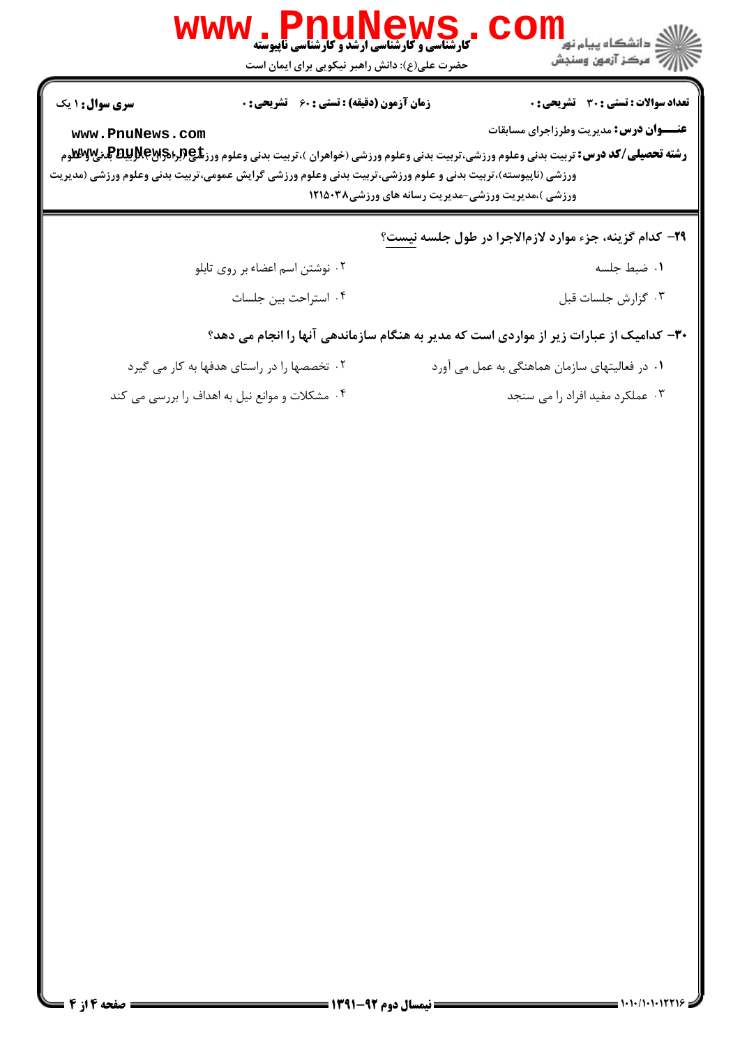سری سوال: ۱ یک

زمان آزمون (دقیقه) : تستی : ۶۰ تشریحی : ۰

تعداد سوالات : تستی : ۳۰ تشریحی : ۰

**عنـــوان درس:** مدیریت وطرزاجرای مسابقات

**رشته تحصیلی/کد درس:** تربیت بدنی وعلوم ورزشی،تربیت بدنی وعلوم ورزشی (خواهران )،تربیت بدنی وعلوم ورزشی (برادران)،تربیت بدنی وعلوم ورزشی (ناپیوسته)،تربیت بدنی و علوم ورزشی،تربیت بدنی وعلوم ورزشی گرایش عمومی،تربیت بدنی وعلوم ورزشی (مدیریت ورزشی )،مدیریت ورزشی-مدیریت رسانه های ورزشی۱۲۱۵۰۳۸

**۲۹- کدام گزینه، جزء موارد لازم‌الاجرا در طول جلسه نیست؟**

۱. ضبط جلسه

۲. نوشتن اسم اعضاء بر روی تابلو

۳. گزارش جلسات قبل

۴. استراحت بین جلسات

**۳۰- کدامیک از عبارات زیر از مواردی است که مدیر به هنگام سازماندهی آنها را انجام می دهد؟**

۱. در فعالیتهای سازمان هماهنگی به عمل می آورد

۲. تخصصها را در راستای هدفها به کار می گیرد

۳. عملکرد مفید افراد را می سنجد

۴. مشکلات و موانع نیل به اهداف را بررسی می کند